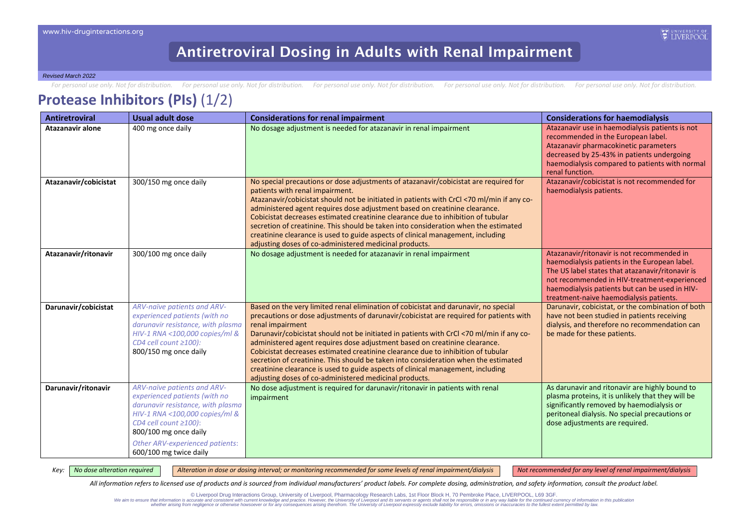# Antiretroviral Dosing in Adults with Renal Impairment

*Revised March 2022*

## Protease Inhibitors (PIs) (1/2)

| Antiretroviral | Usual adult dose | Considerations for renal impairment | Considerations for haemodialysis |
|---|---|---|---|
| **Atazanavir alone** | 400 mg once daily | No dosage adjustment is needed for atazanavir in renal impairment | Atazanavir use in haemodialysis patients is not recommended in the European label. Atazanavir pharmacokinetic parameters decreased by 25-43% in patients undergoing haemodialysis compared to patients with normal renal function. |
| **Atazanavir/cobicistat** | 300/150 mg once daily | No special precautions or dose adjustments of atazanavir/cobicistat are required for patients with renal impairment. Atazanavir/cobicistat should not be initiated in patients with CrCl <70 ml/min if any co-administered agent requires dose adjustment based on creatinine clearance. Cobicistat decreases estimated creatinine clearance due to inhibition of tubular secretion of creatinine. This should be taken into consideration when the estimated creatinine clearance is used to guide aspects of clinical management, including adjusting doses of co-administered medicinal products. | Atazanavir/cobicistat is not recommended for haemodialysis patients. |
| **Atazanavir/ritonavir** | 300/100 mg once daily | No dosage adjustment is needed for atazanavir in renal impairment | Atazanavir/ritonavir is not recommended in haemodialysis patients in the European label. The US label states that atazanavir/ritonavir is not recommended in HIV-treatment-experienced haemodialysis patients but can be used in HIV-treatment-naive haemodialysis patients. |
| **Darunavir/cobicistat** | *ARV-naïve patients and ARV-experienced patients (with no darunavir resistance, with plasma HIV-1 RNA <100,000 copies/ml & CD4 cell count ≥100):* 800/150 mg once daily | Based on the very limited renal elimination of cobicistat and darunavir, no special precautions or dose adjustments of darunavir/cobicistat are required for patients with renal impairment Darunavir/cobicistat should not be initiated in patients with CrCl <70 ml/min if any co-administered agent requires dose adjustment based on creatinine clearance. Cobicistat decreases estimated creatinine clearance due to inhibition of tubular secretion of creatinine. This should be taken into consideration when the estimated creatinine clearance is used to guide aspects of clinical management, including adjusting doses of co-administered medicinal products. | Darunavir, cobicistat, or the combination of both have not been studied in patients receiving dialysis, and therefore no recommendation can be made for these patients. |
| **Darunavir/ritonavir** | *ARV-naïve patients and ARV-experienced patients (with no darunavir resistance, with plasma HIV-1 RNA <100,000 copies/ml & CD4 cell count ≥100):* 800/100 mg once daily<br>*Other ARV-experienced patients:* 600/100 mg twice daily | No dose adjustment is required for darunavir/ritonavir in patients with renal impairment | As darunavir and ritonavir are highly bound to plasma proteins, it is unlikely that they will be significantly removed by haemodialysis or peritoneal dialysis. No special precautions or dose adjustments are required. |

*Key:* *No dose alteration required* | *Alteration in dose or dosing interval; or monitoring recommended for some levels of renal impairment/dialysis* | *Not recommended for any level of renal impairment/dialysis*

*All information refers to licensed use of products and is sourced from individual manufacturers' product labels. For complete dosing, administration, and safety information, consult the product label.*

© Liverpool Drug Interactions Group, University of Liverpool, Pharmacology Research Labs, 1st Floor Block H, 70 Pembroke Place, LIVERPOOL, L69 3GF.
We aim to ensure that information is accurate and consistent with current knowledge and practice. However, the University of Liverpool and its servants or agents shall not be responsible or in any way liable for the continued currency of information in this publication whether arising from negligence or otherwise howsoever or for any consequences arising therefrom. The University of Liverpool expressly exclude liability for errors, omissions or inaccuracies to the fullest extent permitted by law.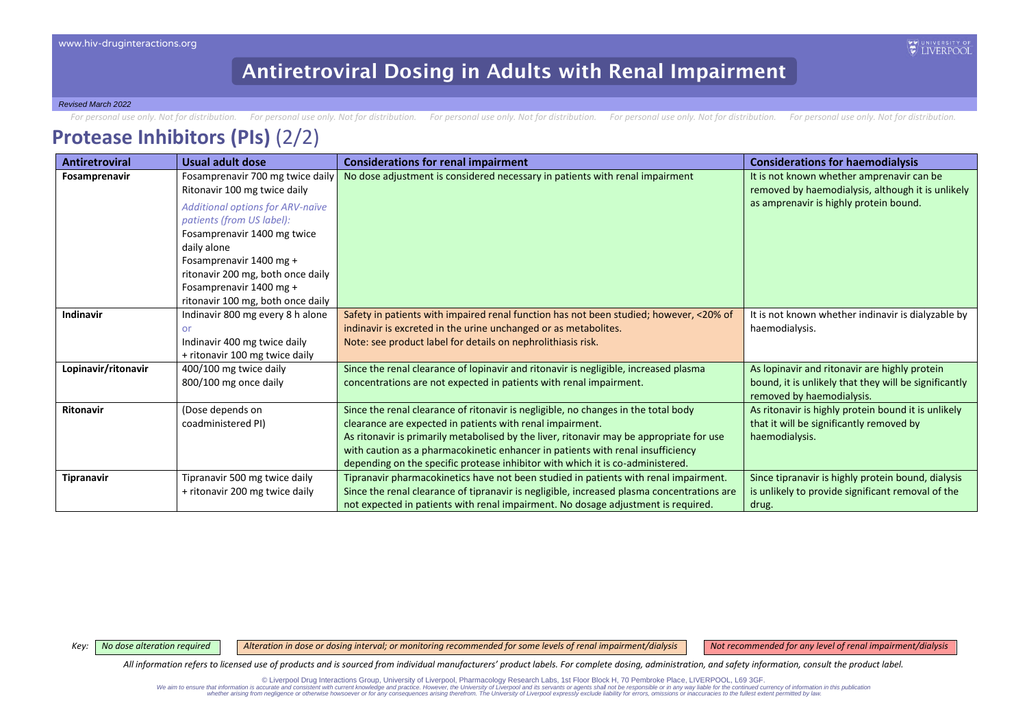# Antiretroviral Dosing in Adults with Renal Impairment

*Revised March 2022*

## Protease Inhibitors (PIs) (2/2)

| Antiretroviral | Usual adult dose | Considerations for renal impairment | Considerations for haemodialysis |
|---|---|---|---|
| **Fosamprenavir** | Fosamprenavir 700 mg twice daily<br>Ritonavir 100 mg twice daily<br>*Additional options for ARV-naïve patients (from US label):*<br>Fosamprenavir 1400 mg twice daily alone<br>Fosamprenavir 1400 mg + ritonavir 200 mg, both once daily<br>Fosamprenavir 1400 mg + ritonavir 100 mg, both once daily | No dose adjustment is considered necessary in patients with renal impairment | It is not known whether amprenavir can be removed by haemodialysis, although it is unlikely as amprenavir is highly protein bound. |
| **Indinavir** | Indinavir 800 mg every 8 h alone<br>or<br>Indinavir 400 mg twice daily + ritonavir 100 mg twice daily | Safety in patients with impaired renal function has not been studied; however, <20% of indinavir is excreted in the urine unchanged or as metabolites.<br>Note: see product label for details on nephrolithiasis risk. | It is not known whether indinavir is dialyzable by haemodialysis. |
| **Lopinavir/ritonavir** | 400/100 mg twice daily<br>800/100 mg once daily | Since the renal clearance of lopinavir and ritonavir is negligible, increased plasma concentrations are not expected in patients with renal impairment. | As lopinavir and ritonavir are highly protein bound, it is unlikely that they will be significantly removed by haemodialysis. |
| **Ritonavir** | (Dose depends on coadministered PI) | Since the renal clearance of ritonavir is negligible, no changes in the total body clearance are expected in patients with renal impairment.<br>As ritonavir is primarily metabolised by the liver, ritonavir may be appropriate for use with caution as a pharmacokinetic enhancer in patients with renal insufficiency depending on the specific protease inhibitor with which it is co-administered. | As ritonavir is highly protein bound it is unlikely that it will be significantly removed by haemodialysis. |
| **Tipranavir** | Tipranavir 500 mg twice daily + ritonavir 200 mg twice daily | Tipranavir pharmacokinetics have not been studied in patients with renal impairment. Since the renal clearance of tipranavir is negligible, increased plasma concentrations are not expected in patients with renal impairment. No dosage adjustment is required. | Since tipranavir is highly protein bound, dialysis is unlikely to provide significant removal of the drug. |

*Key:* *No dose alteration required* | *Alteration in dose or dosing interval; or monitoring recommended for some levels of renal impairment/dialysis* | *Not recommended for any level of renal impairment/dialysis*

*All information refers to licensed use of products and is sourced from individual manufacturers' product labels. For complete dosing, administration, and safety information, consult the product label.*

© Liverpool Drug Interactions Group, University of Liverpool, Pharmacology Research Labs, 1st Floor Block H, 70 Pembroke Place, LIVERPOOL, L69 3GF.
We aim to ensure that information is accurate and consistent with current knowledge and practice. However, the University of Liverpool and its servants or agents shall not be responsible or in any way liable for the continued currency of information in this publication whether arising from negligence or otherwise howsoever or for any consequences arising therefrom. The University of Liverpool expressly exclude liability for errors, omissions or inaccuracies to the fullest extent permitted by law.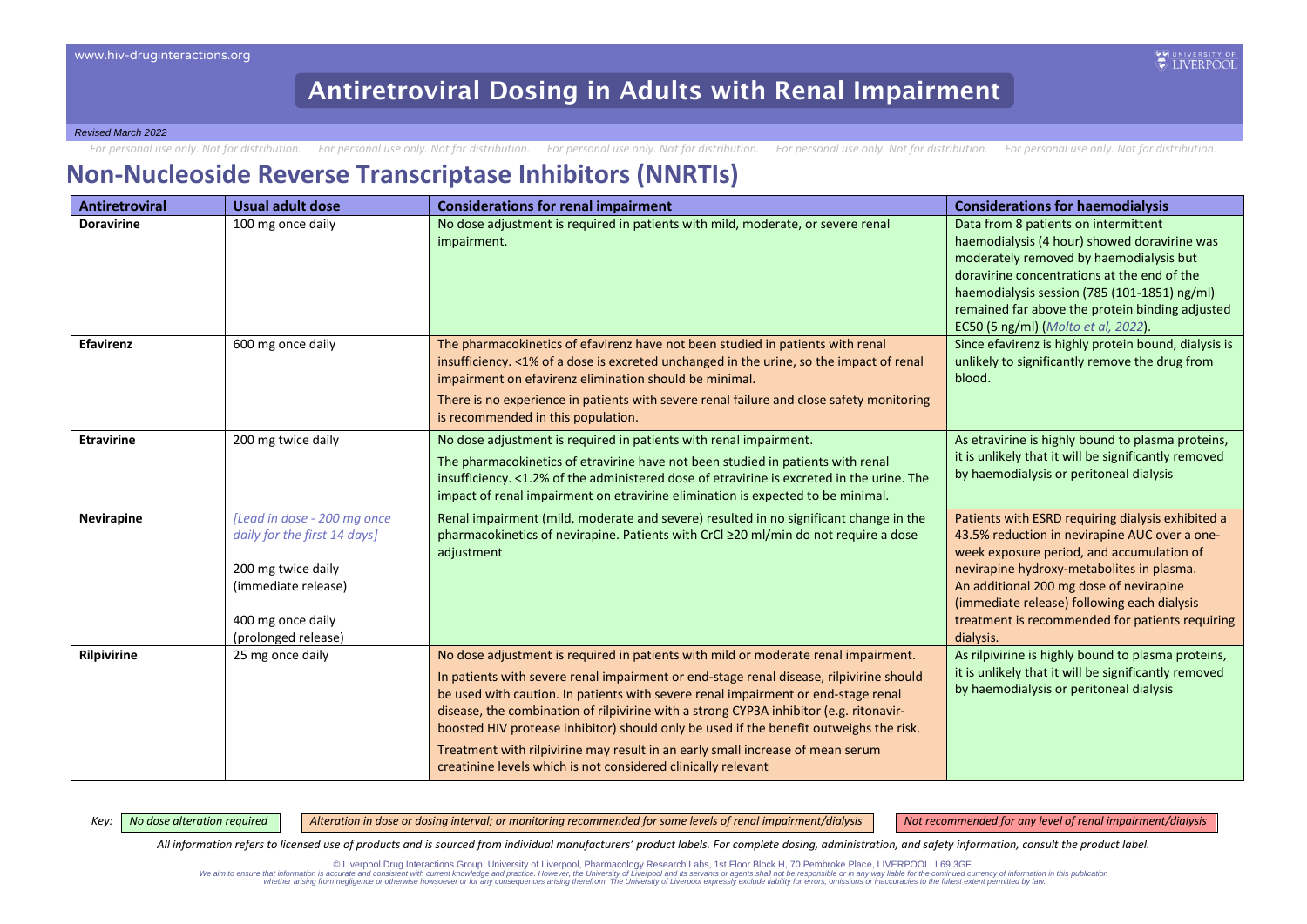# Antiretroviral Dosing in Adults with Renal Impairment

*Revised March 2022*

*For personal use only. Not for distribution.*

## Non-Nucleoside Reverse Transcriptase Inhibitors (NNRTIs)

| Antiretroviral | Usual adult dose | Considerations for renal impairment | Considerations for haemodialysis |
|---|---|---|---|
| **Doravirine** | 100 mg once daily | No dose adjustment is required in patients with mild, moderate, or severe renal impairment. | Data from 8 patients on intermittent haemodialysis (4 hour) showed doravirine was moderately removed by haemodialysis but doravirine concentrations at the end of the haemodialysis session (785 (101-1851) ng/ml) remained far above the protein binding adjusted EC50 (5 ng/ml) (*Molto et al, 2022*). |
| **Efavirenz** | 600 mg once daily | The pharmacokinetics of efavirenz have not been studied in patients with renal insufficiency. <1% of a dose is excreted unchanged in the urine, so the impact of renal impairment on efavirenz elimination should be minimal.<br>There is no experience in patients with severe renal failure and close safety monitoring is recommended in this population. | Since efavirenz is highly protein bound, dialysis is unlikely to significantly remove the drug from blood. |
| **Etravirine** | 200 mg twice daily | No dose adjustment is required in patients with renal impairment.<br>The pharmacokinetics of etravirine have not been studied in patients with renal insufficiency. <1.2% of the administered dose of etravirine is excreted in the urine. The impact of renal impairment on etravirine elimination is expected to be minimal. | As etravirine is highly bound to plasma proteins, it is unlikely that it will be significantly removed by haemodialysis or peritoneal dialysis |
| **Nevirapine** | *[Lead in dose - 200 mg once daily for the first 14 days]*<br>200 mg twice daily (immediate release)<br>400 mg once daily (prolonged release) | Renal impairment (mild, moderate and severe) resulted in no significant change in the pharmacokinetics of nevirapine. Patients with CrCl ≥20 ml/min do not require a dose adjustment | Patients with ESRD requiring dialysis exhibited a 43.5% reduction in nevirapine AUC over a one-week exposure period, and accumulation of nevirapine hydroxy-metabolites in plasma. An additional 200 mg dose of nevirapine (immediate release) following each dialysis treatment is recommended for patients requiring dialysis. |
| **Rilpivirine** | 25 mg once daily | No dose adjustment is required in patients with mild or moderate renal impairment.<br>In patients with severe renal impairment or end-stage renal disease, rilpivirine should be used with caution. In patients with severe renal impairment or end-stage renal disease, the combination of rilpivirine with a strong CYP3A inhibitor (e.g. ritonavir-boosted HIV protease inhibitor) should only be used if the benefit outweighs the risk.<br>Treatment with rilpivirine may result in an early small increase of mean serum creatinine levels which is not considered clinically relevant | As rilpivirine is highly bound to plasma proteins, it is unlikely that it will be significantly removed by haemodialysis or peritoneal dialysis |

Key: *No dose alteration required* | *Alteration in dose or dosing interval; or monitoring recommended for some levels of renal impairment/dialysis* | *Not recommended for any level of renal impairment/dialysis*

*All information refers to licensed use of products and is sourced from individual manufacturers' product labels. For complete dosing, administration, and safety information, consult the product label.*

© Liverpool Drug Interactions Group, University of Liverpool, Pharmacology Research Labs, 1st Floor Block H, 70 Pembroke Place, LIVERPOOL, L69 3GF.
*We aim to ensure that information is accurate and consistent with current knowledge and practice. However, the University of Liverpool and its servants or agents shall not be responsible or in any way liable for the continued currency of information in this publication whether arising from negligence or otherwise howsoever or for any consequences arising therefrom. The University of Liverpool expressly exclude liability for errors, omissions or inaccuracies to the fullest extent permitted by law.*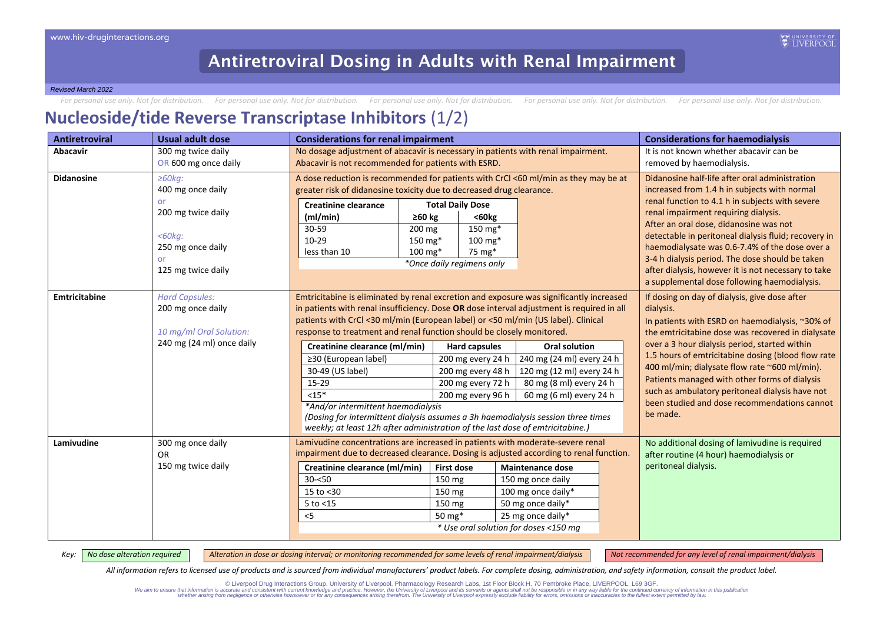# Antiretroviral Dosing in Adults with Renal Impairment

*Revised March 2022*

## Nucleoside/tide Reverse Transcriptase Inhibitors (1/2)

| Antiretroviral | Usual adult dose | Considerations for renal impairment | Considerations for haemodialysis |
|---|---|---|---|
| **Abacavir** | 300 mg twice daily<br>OR 600 mg once daily | No dosage adjustment of abacavir is necessary in patients with renal impairment. Abacavir is not recommended for patients with ESRD. | It is not known whether abacavir can be removed by haemodialysis. |
| **Didanosine** | *≥60kg:*<br>400 mg once daily<br>or<br>200 mg twice daily<br><br>*<60kg:*<br>250 mg once daily<br>or<br>125 mg twice daily | A dose reduction is recommended for patients with CrCl <60 ml/min as they may be at greater risk of didanosine toxicity due to decreased drug clearance.<br><br>**Creatinine clearance (ml/min)** — **Total Daily Dose ≥60 kg / <60kg**<br>30-59: 200 mg / 150 mg*<br>10-29: 150 mg* / 100 mg*<br>less than 10: 100 mg* / 75 mg*<br>*\*Once daily regimens only* | Didanosine half-life after oral administration increased from 1.4 h in subjects with normal renal function to 4.1 h in subjects with severe renal impairment requiring dialysis. After an oral dose, didanosine was not detectable in peritoneal dialysis fluid; recovery in haemodialysate was 0.6-7.4% of the dose over a 3-4 h dialysis period. The dose should be taken after dialysis, however it is not necessary to take a supplemental dose following haemodialysis. |
| **Emtricitabine** | *Hard Capsules:*<br>200 mg once daily<br><br>*10 mg/ml Oral Solution:*<br>240 mg (24 ml) once daily | Emtricitabine is eliminated by renal excretion and exposure was significantly increased in patients with renal insufficiency. Dose **OR** dose interval adjustment is required in all patients with CrCl <30 ml/min (European label) or <50 ml/min (US label). Clinical response to treatment and renal function should be closely monitored.<br><br>**Creatinine clearance (ml/min)** — **Hard capsules** / **Oral solution**<br>≥30 (European label): 200 mg every 24 h / 240 mg (24 ml) every 24 h<br>30-49 (US label): 200 mg every 48 h / 120 mg (12 ml) every 24 h<br>15-29: 200 mg every 72 h / 80 mg (8 ml) every 24 h<br><15*: 200 mg every 96 h / 60 mg (6 ml) every 24 h<br>*\*And/or intermittent haemodialysis*<br>*(Dosing for intermittent dialysis assumes a 3h haemodialysis session three times weekly; at least 12h after administration of the last dose of emtricitabine.)* | If dosing on day of dialysis, give dose after dialysis.<br>In patients with ESRD on haemodialysis, ~30% of the emtricitabine dose was recovered in dialysate over a 3 hour dialysis period, started within 1.5 hours of emtricitabine dosing (blood flow rate 400 ml/min; dialysate flow rate ~600 ml/min). Patients managed with other forms of dialysis such as ambulatory peritoneal dialysis have not been studied and dose recommendations cannot be made. |
| **Lamivudine** | 300 mg once daily<br>OR<br>150 mg twice daily | Lamivudine concentrations are increased in patients with moderate-severe renal impairment due to decreased clearance. Dosing is adjusted according to renal function.<br><br>**Creatinine clearance (ml/min)** — **First dose** / **Maintenance dose**<br>30-<50: 150 mg / 150 mg once daily<br>15 to <30: 150 mg / 100 mg once daily*<br>5 to <15: 150 mg / 50 mg once daily*<br><5: 50 mg* / 25 mg once daily*<br>*\* Use oral solution for doses <150 mg* | No additional dosing of lamivudine is required after routine (4 hour) haemodialysis or peritoneal dialysis. |

*Key:* *No dose alteration required* | *Alteration in dose or dosing interval; or monitoring recommended for some levels of renal impairment/dialysis* | *Not recommended for any level of renal impairment/dialysis*

*All information refers to licensed use of products and is sourced from individual manufacturers' product labels. For complete dosing, administration, and safety information, consult the product label.*

© Liverpool Drug Interactions Group, University of Liverpool, Pharmacology Research Labs, 1st Floor Block H, 70 Pembroke Place, LIVERPOOL, L69 3GF.
We aim to ensure that information is accurate and consistent with current knowledge and practice. However, the University of Liverpool and its servants or agents shall not be responsible or in any way liable for the continued currency of information in this publication whether arising from negligence or otherwise howsoever or for any consequences arising therefrom. The University of Liverpool expressly exclude liability for errors, omissions or inaccuracies to the fullest extent permitted by law.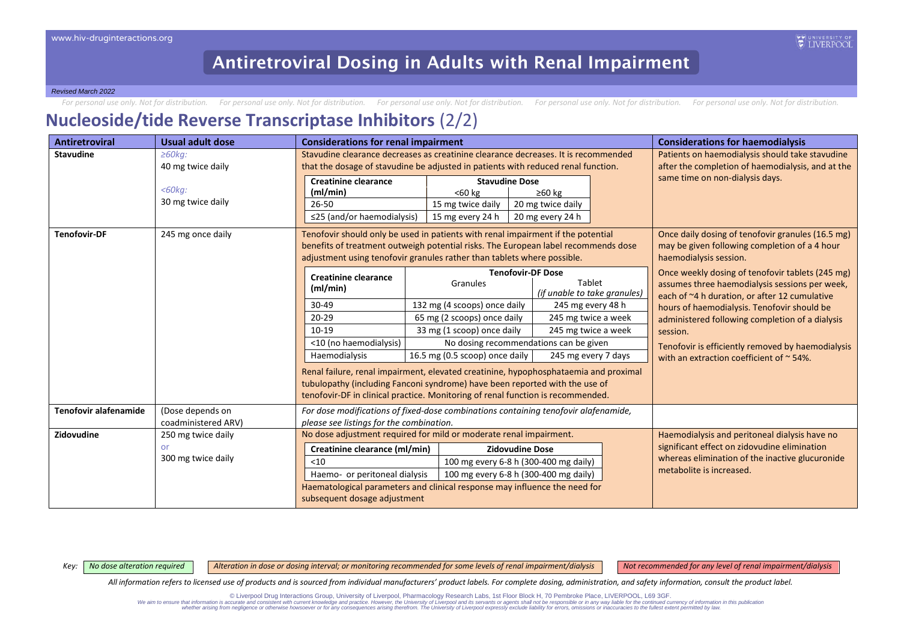# Antiretroviral Dosing in Adults with Renal Impairment

*Revised March 2022*

*For personal use only. Not for distribution.*

## Nucleoside/tide Reverse Transcriptase Inhibitors (2/2)

| Antiretroviral | Usual adult dose | Considerations for renal impairment | Considerations for haemodialysis |
|---|---|---|---|
| **Stavudine** | *≥60kg:* 40 mg twice daily<br>*<60kg:* 30 mg twice daily | Stavudine clearance decreases as creatinine clearance decreases. It is recommended that the dosage of stavudine be adjusted in patients with reduced renal function.<br><br>**Creatinine clearance (ml/min)** / **Stavudine Dose** (<60 kg; ≥60 kg):<br>26-50: 15 mg twice daily; 20 mg twice daily<br>≤25 (and/or haemodialysis): 15 mg every 24 h; 20 mg every 24 h | Patients on haemodialysis should take stavudine after the completion of haemodialysis, and at the same time on non-dialysis days. |
| **Tenofovir-DF** | 245 mg once daily | Tenofovir should only be used in patients with renal impairment if the potential benefits of treatment outweigh potential risks. The European label recommends dose adjustment using tenofovir granules rather than tablets where possible.<br><br>**Creatinine clearance (ml/min)** / **Tenofovir-DF Dose** (Granules; Tablet *(if unable to take granules)*):<br>30-49: 132 mg (4 scoops) once daily; 245 mg every 48 h<br>20-29: 65 mg (2 scoops) once daily; 245 mg twice a week<br>10-19: 33 mg (1 scoop) once daily; 245 mg twice a week<br><10 (no haemodialysis): No dosing recommendations can be given<br>Haemodialysis: 16.5 mg (0.5 scoop) once daily; 245 mg every 7 days<br><br>Renal failure, renal impairment, elevated creatinine, hypophosphataemia and proximal tubulopathy (including Fanconi syndrome) have been reported with the use of tenofovir-DF in clinical practice. Monitoring of renal function is recommended. | Once daily dosing of tenofovir granules (16.5 mg) may be given following completion of a 4 hour haemodialysis session.<br><br>Once weekly dosing of tenofovir tablets (245 mg) assumes three haemodialysis sessions per week, each of ~4 h duration, or after 12 cumulative hours of haemodialysis. Tenofovir should be administered following completion of a dialysis session.<br><br>Tenofovir is efficiently removed by haemodialysis with an extraction coefficient of ~ 54%. |
| **Tenofovir alafenamide** | (Dose depends on coadministered ARV) | *For dose modifications of fixed-dose combinations containing tenofovir alafenamide, please see listings for the combination.* | |
| **Zidovudine** | 250 mg twice daily<br>or<br>300 mg twice daily | No dose adjustment required for mild or moderate renal impairment.<br><br>**Creatinine clearance (ml/min)** / **Zidovudine Dose**:<br><10: 100 mg every 6-8 h (300-400 mg daily)<br>Haemo- or peritoneal dialysis: 100 mg every 6-8 h (300-400 mg daily)<br><br>Haematological parameters and clinical response may influence the need for subsequent dosage adjustment | Haemodialysis and peritoneal dialysis have no significant effect on zidovudine elimination whereas elimination of the inactive glucuronide metabolite is increased. |

Key: *No dose alteration required* | *Alteration in dose or dosing interval; or monitoring recommended for some levels of renal impairment/dialysis* | *Not recommended for any level of renal impairment/dialysis*

*All information refers to licensed use of products and is sourced from individual manufacturers' product labels. For complete dosing, administration, and safety information, consult the product label.*

© Liverpool Drug Interactions Group, University of Liverpool, Pharmacology Research Labs, 1st Floor Block H, 70 Pembroke Place, LIVERPOOL, L69 3GF.
We aim to ensure that information is accurate and consistent with current knowledge and practice. However, the University of Liverpool and its servants or agents shall not be responsible or in any way liable for the continued currency of information in this publication whether arising from negligence or otherwise howsoever or for any consequences arising therefrom. The University of Liverpool expressly exclude liability for errors, omissions or inaccuracies to the fullest extent permitted by law.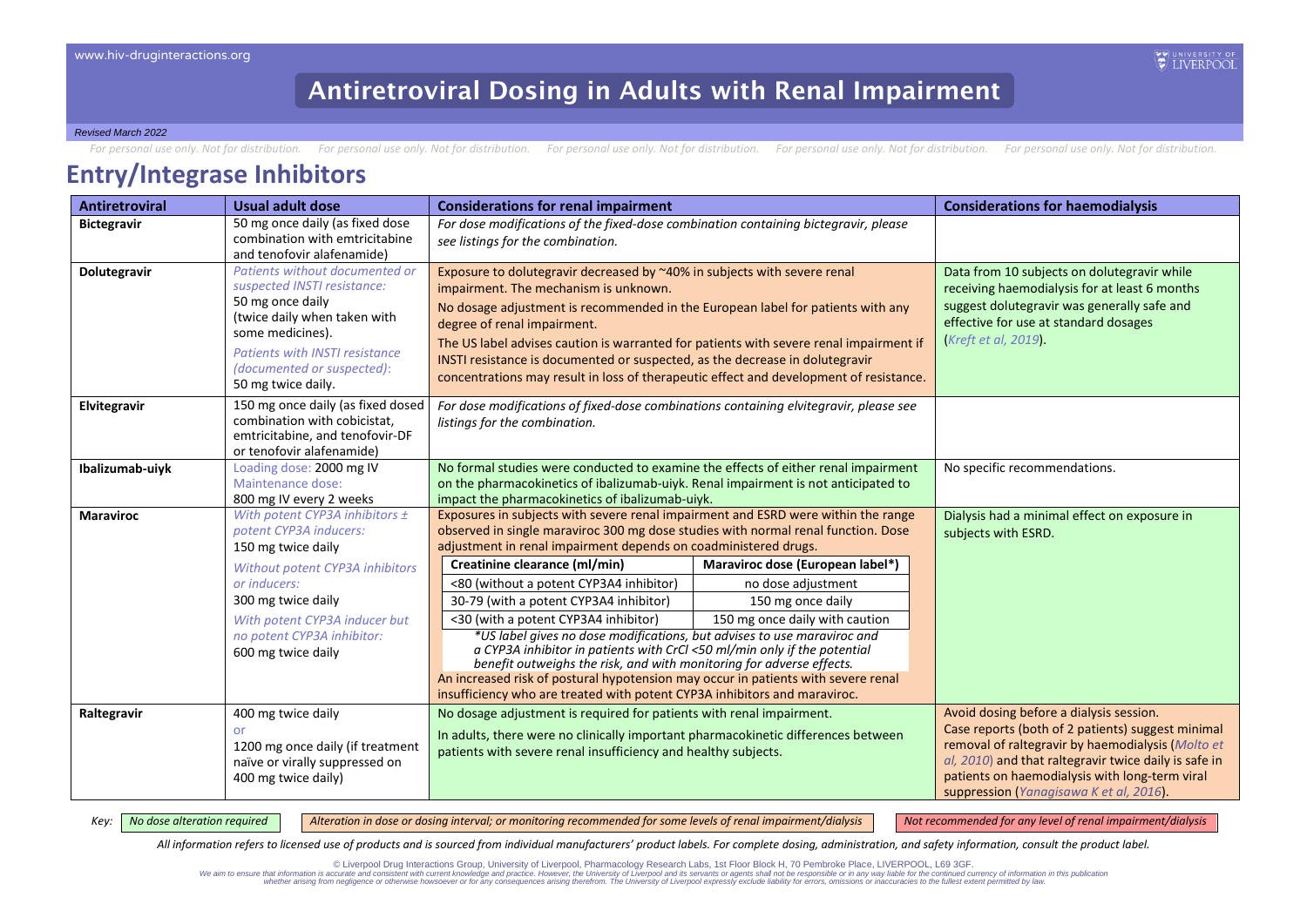# Antiretroviral Dosing in Adults with Renal Impairment

*Revised March 2022*

## Entry/Integrase Inhibitors

| Antiretroviral | Usual adult dose | Considerations for renal impairment | Considerations for haemodialysis |
|---|---|---|---|
| **Bictegravir** | 50 mg once daily (as fixed dose combination with emtricitabine and tenofovir alafenamide) | *For dose modifications of the fixed-dose combination containing bictegravir, please see listings for the combination.* | |
| **Dolutegravir** | *Patients without documented or suspected INSTI resistance:* 50 mg once daily (twice daily when taken with some medicines). *Patients with INSTI resistance (documented or suspected):* 50 mg twice daily. | Exposure to dolutegravir decreased by ~40% in subjects with severe renal impairment. The mechanism is unknown. No dosage adjustment is recommended in the European label for patients with any degree of renal impairment. The US label advises caution is warranted for patients with severe renal impairment if INSTI resistance is documented or suspected, as the decrease in dolutegravir concentrations may result in loss of therapeutic effect and development of resistance. | Data from 10 subjects on dolutegravir while receiving haemodialysis for at least 6 months suggest dolutegravir was generally safe and effective for use at standard dosages (*Kreft et al, 2019*). |
| **Elvitegravir** | 150 mg once daily (as fixed dosed combination with cobicistat, emtricitabine, and tenofovir-DF or tenofovir alafenamide) | *For dose modifications of fixed-dose combinations containing elvitegravir, please see listings for the combination.* | |
| **Ibalizumab-uiyk** | Loading dose: 2000 mg IV Maintenance dose: 800 mg IV every 2 weeks | No formal studies were conducted to examine the effects of either renal impairment on the pharmacokinetics of ibalizumab-uiyk. Renal impairment is not anticipated to impact the pharmacokinetics of ibalizumab-uiyk. | No specific recommendations. |
| **Maraviroc** | *With potent CYP3A inhibitors ± potent CYP3A inducers:* 150 mg twice daily *Without potent CYP3A inhibitors or inducers:* 300 mg twice daily *With potent CYP3A inducer but no potent CYP3A inhibitor:* 600 mg twice daily | Exposures in subjects with severe renal impairment and ESRD were within the range observed in single maraviroc 300 mg dose studies with normal renal function. Dose adjustment in renal impairment depends on coadministered drugs.<br><br>**Creatinine clearance (ml/min)** — **Maraviroc dose (European label*)**<br><80 (without a potent CYP3A4 inhibitor) — no dose adjustment<br>30-79 (with a potent CYP3A4 inhibitor) — 150 mg once daily<br><30 (with a potent CYP3A4 inhibitor) — 150 mg once daily with caution<br><br>*\*US label gives no dose modifications, but advises to use maraviroc and a CYP3A inhibitor in patients with CrCl <50 ml/min only if the potential benefit outweighs the risk, and with monitoring for adverse effects.*<br><br>An increased risk of postural hypotension may occur in patients with severe renal insufficiency who are treated with potent CYP3A inhibitors and maraviroc. | Dialysis had a minimal effect on exposure in subjects with ESRD. |
| **Raltegravir** | 400 mg twice daily or 1200 mg once daily (if treatment naïve or virally suppressed on 400 mg twice daily) | No dosage adjustment is required for patients with renal impairment. In adults, there were no clinically important pharmacokinetic differences between patients with severe renal insufficiency and healthy subjects. | Avoid dosing before a dialysis session. Case reports (both of 2 patients) suggest minimal removal of raltegravir by haemodialysis (*Molto et al, 2010*) and that raltegravir twice daily is safe in patients on haemodialysis with long-term viral suppression (*Yanagisawa K et al, 2016*). |

*Key:* *No dose alteration required* | *Alteration in dose or dosing interval; or monitoring recommended for some levels of renal impairment/dialysis* | *Not recommended for any level of renal impairment/dialysis*

*All information refers to licensed use of products and is sourced from individual manufacturers' product labels. For complete dosing, administration, and safety information, consult the product label.*

© Liverpool Drug Interactions Group, University of Liverpool, Pharmacology Research Labs, 1st Floor Block H, 70 Pembroke Place, LIVERPOOL, L69 3GF.
We aim to ensure that information is accurate and consistent with current knowledge and practice. However, the University of Liverpool and its servants or agents shall not be responsible or in any way liable for the continued currency of information in this publication whether arising from negligence or otherwise howsoever or for any consequences arising therefrom. The University of Liverpool expressly exclude liability for errors, omissions or inaccuracies to the fullest extent permitted by law.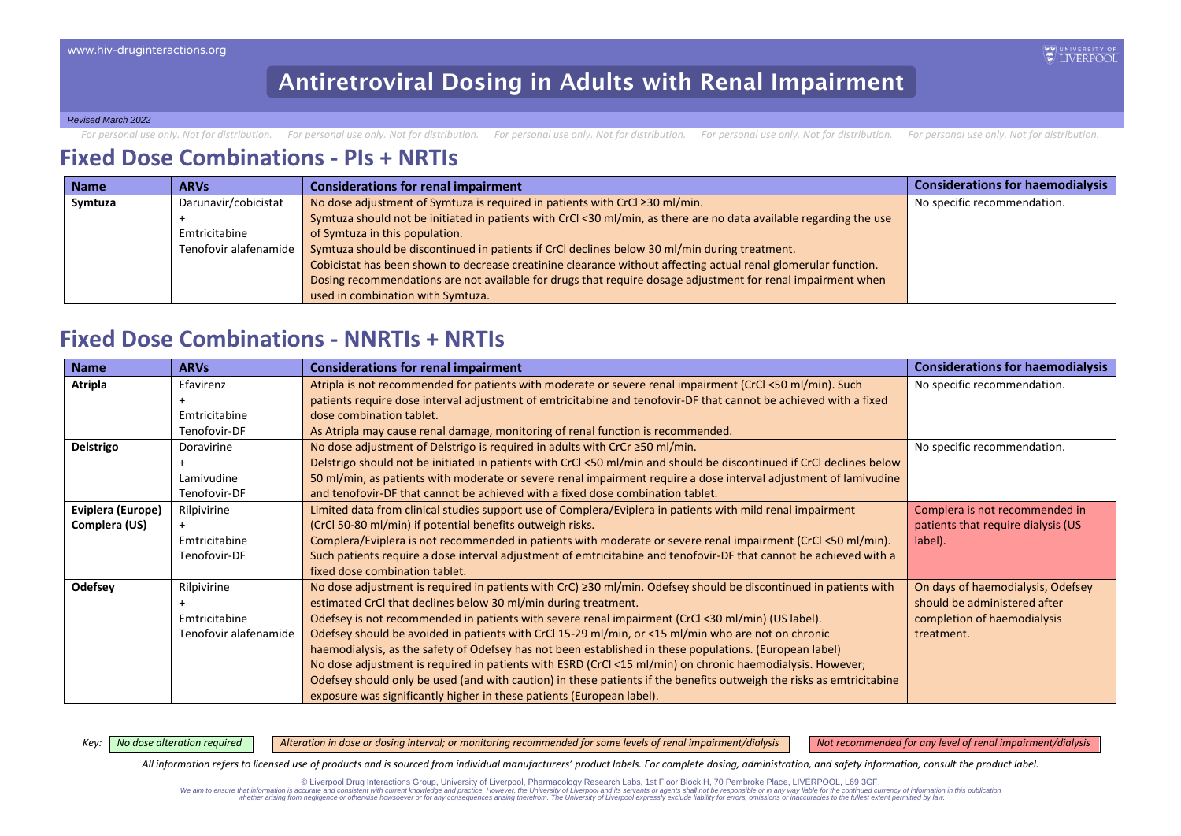# Antiretroviral Dosing in Adults with Renal Impairment

*Revised March 2022*

*For personal use only. Not for distribution.*

## Fixed Dose Combinations - PIs + NRTIs

| Name | ARVs | Considerations for renal impairment | Considerations for haemodialysis |
|---|---|---|---|
| **Symtuza** | Darunavir/cobicistat + Emtricitabine Tenofovir alafenamide | No dose adjustment of Symtuza is required in patients with CrCl ≥30 ml/min. Symtuza should not be initiated in patients with CrCl <30 ml/min, as there are no data available regarding the use of Symtuza in this population. Symtuza should be discontinued in patients if CrCl declines below 30 ml/min during treatment. Cobicistat has been shown to decrease creatinine clearance without affecting actual renal glomerular function. Dosing recommendations are not available for drugs that require dosage adjustment for renal impairment when used in combination with Symtuza. | No specific recommendation. |

## Fixed Dose Combinations - NNRTIs + NRTIs

| Name | ARVs | Considerations for renal impairment | Considerations for haemodialysis |
|---|---|---|---|
| **Atripla** | Efavirenz + Emtricitabine Tenofovir-DF | Atripla is not recommended for patients with moderate or severe renal impairment (CrCl <50 ml/min). Such patients require dose interval adjustment of emtricitabine and tenofovir-DF that cannot be achieved with a fixed dose combination tablet. As Atripla may cause renal damage, monitoring of renal function is recommended. | No specific recommendation. |
| **Delstrigo** | Doravirine + Lamivudine Tenofovir-DF | No dose adjustment of Delstrigo is required in adults with CrCr ≥50 ml/min. Delstrigo should not be initiated in patients with CrCl <50 ml/min and should be discontinued if CrCl declines below 50 ml/min, as patients with moderate or severe renal impairment require a dose interval adjustment of lamivudine and tenofovir-DF that cannot be achieved with a fixed dose combination tablet. | No specific recommendation. |
| **Eviplera (Europe) Complera (US)** | Rilpivirine + Emtricitabine Tenofovir-DF | Limited data from clinical studies support use of Complera/Eviplera in patients with mild renal impairment (CrCl 50-80 ml/min) if potential benefits outweigh risks. Complera/Eviplera is not recommended in patients with moderate or severe renal impairment (CrCl <50 ml/min). Such patients require a dose interval adjustment of emtricitabine and tenofovir-DF that cannot be achieved with a fixed dose combination tablet. | Complera is not recommended in patients that require dialysis (US label). |
| **Odefsey** | Rilpivirine + Emtricitabine Tenofovir alafenamide | No dose adjustment is required in patients with CrC) ≥30 ml/min. Odefsey should be discontinued in patients with estimated CrCl that declines below 30 ml/min during treatment. Odefsey is not recommended in patients with severe renal impairment (CrCl <30 ml/min) (US label). Odefsey should be avoided in patients with CrCl 15-29 ml/min, or <15 ml/min who are not on chronic haemodialysis, as the safety of Odefsey has not been established in these populations. (European label) No dose adjustment is required in patients with ESRD (CrCl <15 ml/min) on chronic haemodialysis. However; Odefsey should only be used (and with caution) in these patients if the benefits outweigh the risks as emtricitabine exposure was significantly higher in these patients (European label). | On days of haemodialysis, Odefsey should be administered after completion of haemodialysis treatment. |

Key: *No dose alteration required* | *Alteration in dose or dosing interval; or monitoring recommended for some levels of renal impairment/dialysis* | *Not recommended for any level of renal impairment/dialysis*

*All information refers to licensed use of products and is sourced from individual manufacturers' product labels. For complete dosing, administration, and safety information, consult the product label.*

© Liverpool Drug Interactions Group, University of Liverpool, Pharmacology Research Labs, 1st Floor Block H, 70 Pembroke Place, LIVERPOOL, L69 3GF.
We aim to ensure that information is accurate and consistent with current knowledge and practice. However, the University of Liverpool and its servants or agents shall not be responsible or in any way liable for the continued currency of information in this publication whether arising from negligence or otherwise howsoever or for any consequences arising therefrom. The University of Liverpool expressly exclude liability for errors, omissions or inaccuracies to the fullest extent permitted by law.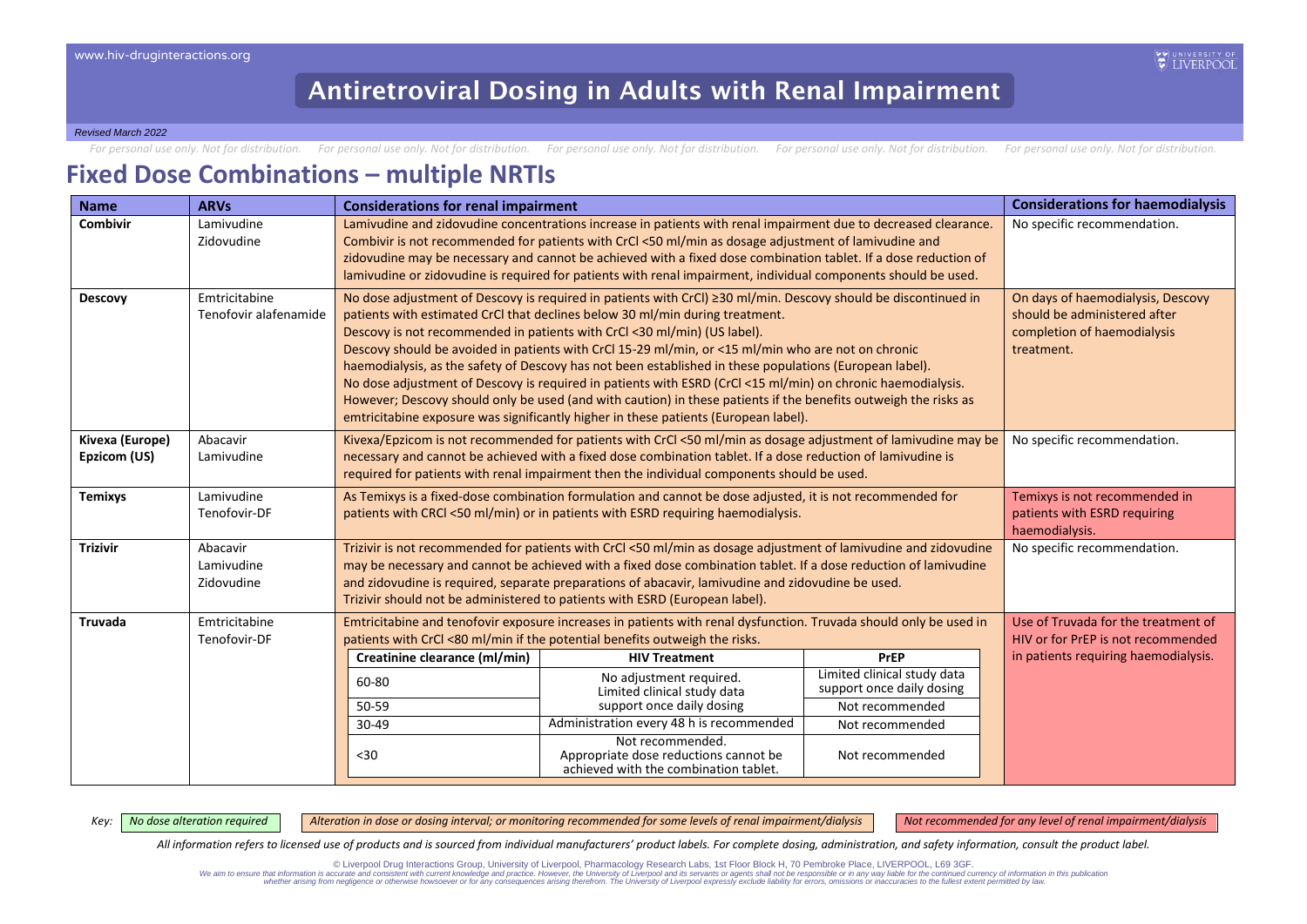www.hiv-druginteractions.org

# Antiretroviral Dosing in Adults with Renal Impairment

*Revised March 2022*

*For personal use only. Not for distribution.*

## Fixed Dose Combinations – multiple NRTIs

| Name | ARVs | Considerations for renal impairment | Considerations for haemodialysis |
|---|---|---|---|
| **Combivir** | Lamivudine<br>Zidovudine | Lamivudine and zidovudine concentrations increase in patients with renal impairment due to decreased clearance. Combivir is not recommended for patients with CrCl <50 ml/min as dosage adjustment of lamivudine and zidovudine may be necessary and cannot be achieved with a fixed dose combination tablet. If a dose reduction of lamivudine or zidovudine is required for patients with renal impairment, individual components should be used. | No specific recommendation. |
| **Descovy** | Emtricitabine<br>Tenofovir alafenamide | No dose adjustment of Descovy is required in patients with CrCl) ≥30 ml/min. Descovy should be discontinued in patients with estimated CrCl that declines below 30 ml/min during treatment.<br>Descovy is not recommended in patients with CrCl <30 ml/min) (US label).<br>Descovy should be avoided in patients with CrCl 15-29 ml/min, or <15 ml/min who are not on chronic haemodialysis, as the safety of Descovy has not been established in these populations (European label).<br>No dose adjustment of Descovy is required in patients with ESRD (CrCl <15 ml/min) on chronic haemodialysis. However; Descovy should only be used (and with caution) in these patients if the benefits outweigh the risks as emtricitabine exposure was significantly higher in these patients (European label). | On days of haemodialysis, Descovy should be administered after completion of haemodialysis treatment. |
| **Kivexa (Europe)**<br>**Epzicom (US)** | Abacavir<br>Lamivudine | Kivexa/Epzicom is not recommended for patients with CrCl <50 ml/min as dosage adjustment of lamivudine may be necessary and cannot be achieved with a fixed dose combination tablet. If a dose reduction of lamivudine is required for patients with renal impairment then the individual components should be used. | No specific recommendation. |
| **Temixys** | Lamivudine<br>Tenofovir-DF | As Temixys is a fixed-dose combination formulation and cannot be dose adjusted, it is not recommended for patients with CRCl <50 ml/min) or in patients with ESRD requiring haemodialysis. | Temixys is not recommended in patients with ESRD requiring haemodialysis. |
| **Trizivir** | Abacavir<br>Lamivudine<br>Zidovudine | Trizivir is not recommended for patients with CrCl <50 ml/min as dosage adjustment of lamivudine and zidovudine may be necessary and cannot be achieved with a fixed dose combination tablet. If a dose reduction of lamivudine and zidovudine is required, separate preparations of abacavir, lamivudine and zidovudine be used.<br>Trizivir should not be administered to patients with ESRD (European label). | No specific recommendation. |
| **Truvada** | Emtricitabine<br>Tenofovir-DF | Emtricitabine and tenofovir exposure increases in patients with renal dysfunction. Truvada should only be used in patients with CrCl <80 ml/min if the potential benefits outweigh the risks. (See dosing table below.) | Use of Truvada for the treatment of HIV or for PrEP is not recommended in patients requiring haemodialysis. |

**Truvada dosing by creatinine clearance:**

| Creatinine clearance (ml/min) | HIV Treatment | PrEP |
|---|---|---|
| 60-80 | No adjustment required. Limited clinical study data support once daily dosing | Limited clinical study data support once daily dosing |
| 50-59 | No adjustment required. Limited clinical study data support once daily dosing | Not recommended |
| 30-49 | Administration every 48 h is recommended | Not recommended |
| <30 | Not recommended. Appropriate dose reductions cannot be achieved with the combination tablet. | Not recommended |

*Key:* *No dose alteration required* | *Alteration in dose or dosing interval; or monitoring recommended for some levels of renal impairment/dialysis* | *Not recommended for any level of renal impairment/dialysis*

*All information refers to licensed use of products and is sourced from individual manufacturers' product labels. For complete dosing, administration, and safety information, consult the product label.*

© Liverpool Drug Interactions Group, University of Liverpool, Pharmacology Research Labs, 1st Floor Block H, 70 Pembroke Place, LIVERPOOL, L69 3GF.
We aim to ensure that information is accurate and consistent with current knowledge and practice. However, the University of Liverpool and its servants or agents shall not be responsible or in any way liable for the continued currency of information in this publication whether arising from negligence or otherwise howsoever or for any consequences arising therefrom. The University of Liverpool expressly exclude liability for errors, omissions or inaccuracies to the fullest extent permitted by law.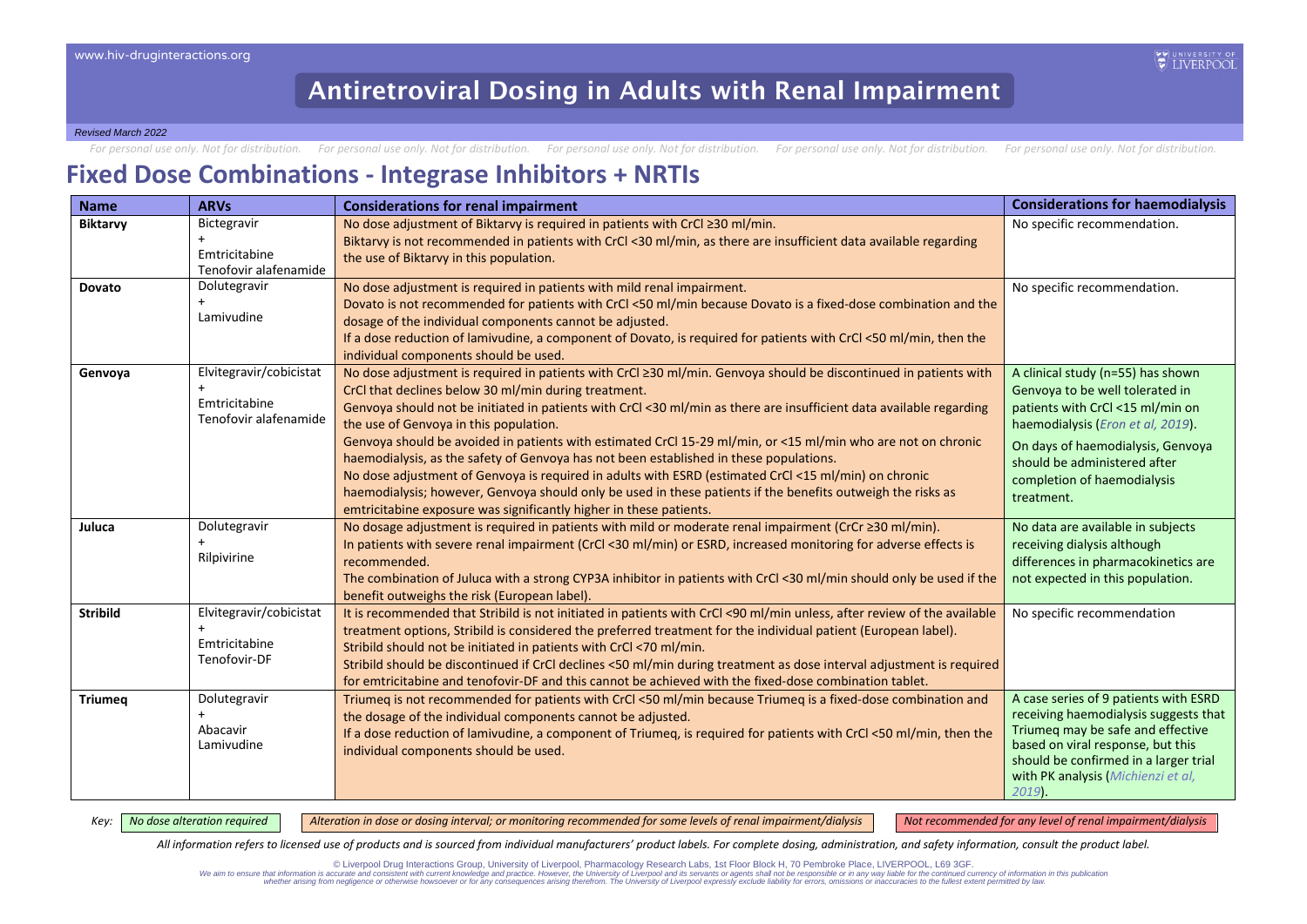Revised March 2022

*For personal use only. Not for distribution.*

# Antiretroviral Dosing in Adults with Renal Impairment

## Fixed Dose Combinations - Integrase Inhibitors + NRTIs

| Name | ARVs | Considerations for renal impairment | Considerations for haemodialysis |
|---|---|---|---|
| **Biktarvy** | Bictegravir + Emtricitabine Tenofovir alafenamide | No dose adjustment of Biktarvy is required in patients with CrCl ≥30 ml/min. Biktarvy is not recommended in patients with CrCl <30 ml/min, as there are insufficient data available regarding the use of Biktarvy in this population. | No specific recommendation. |
| **Dovato** | Dolutegravir + Lamivudine | No dose adjustment is required in patients with mild renal impairment. Dovato is not recommended for patients with CrCl <50 ml/min because Dovato is a fixed-dose combination and the dosage of the individual components cannot be adjusted. If a dose reduction of lamivudine, a component of Dovato, is required for patients with CrCl <50 ml/min, then the individual components should be used. | No specific recommendation. |
| **Genvoya** | Elvitegravir/cobicistat + Emtricitabine Tenofovir alafenamide | No dose adjustment is required in patients with CrCl ≥30 ml/min. Genvoya should be discontinued in patients with CrCl that declines below 30 ml/min during treatment. Genvoya should not be initiated in patients with CrCl <30 ml/min as there are insufficient data available regarding the use of Genvoya in this population. Genvoya should be avoided in patients with estimated CrCl 15-29 ml/min, or <15 ml/min who are not on chronic haemodialysis, as the safety of Genvoya has not been established in these populations. No dose adjustment of Genvoya is required in adults with ESRD (estimated CrCl <15 ml/min) on chronic haemodialysis; however, Genvoya should only be used in these patients if the benefits outweigh the risks as emtricitabine exposure was significantly higher in these patients. | A clinical study (n=55) has shown Genvoya to be well tolerated in patients with CrCl <15 ml/min on haemodialysis (*Eron et al, 2019*). On days of haemodialysis, Genvoya should be administered after completion of haemodialysis treatment. |
| **Juluca** | Dolutegravir + Rilpivirine | No dosage adjustment is required in patients with mild or moderate renal impairment (CrCr ≥30 ml/min). In patients with severe renal impairment (CrCl <30 ml/min) or ESRD, increased monitoring for adverse effects is recommended. The combination of Juluca with a strong CYP3A inhibitor in patients with CrCl <30 ml/min should only be used if the benefit outweighs the risk (European label). | No data are available in subjects receiving dialysis although differences in pharmacokinetics are not expected in this population. |
| **Stribild** | Elvitegravir/cobicistat + Emtricitabine Tenofovir-DF | It is recommended that Stribild is not initiated in patients with CrCl <90 ml/min unless, after review of the available treatment options, Stribild is considered the preferred treatment for the individual patient (European label). Stribild should not be initiated in patients with CrCl <70 ml/min. Stribild should be discontinued if CrCl declines <50 ml/min during treatment as dose interval adjustment is required for emtricitabine and tenofovir-DF and this cannot be achieved with the fixed-dose combination tablet. | No specific recommendation |
| **Triumeq** | Dolutegravir + Abacavir Lamivudine | Triumeq is not recommended for patients with CrCl <50 ml/min because Triumeq is a fixed-dose combination and the dosage of the individual components cannot be adjusted. If a dose reduction of lamivudine, a component of Triumeq, is required for patients with CrCl <50 ml/min, then the individual components should be used. | A case series of 9 patients with ESRD receiving haemodialysis suggests that Triumeq may be safe and effective based on viral response, but this should be confirmed in a larger trial with PK analysis (*Michienzi et al, 2019*). |

*Key:* *No dose alteration required* | *Alteration in dose or dosing interval; or monitoring recommended for some levels of renal impairment/dialysis* | *Not recommended for any level of renal impairment/dialysis*

*All information refers to licensed use of products and is sourced from individual manufacturers' product labels. For complete dosing, administration, and safety information, consult the product label.*

© Liverpool Drug Interactions Group, University of Liverpool, Pharmacology Research Labs, 1st Floor Block H, 70 Pembroke Place, LIVERPOOL, L69 3GF.
We aim to ensure that information is accurate and consistent with current knowledge and practice. However, the University of Liverpool and its servants or agents shall not be responsible or in any way liable for the continued currency of information in this publication whether arising from negligence or otherwise howsoever or for any consequences arising therefrom. The University of Liverpool expressly exclude liability for errors, omissions or inaccuracies to the fullest extent permitted by law.